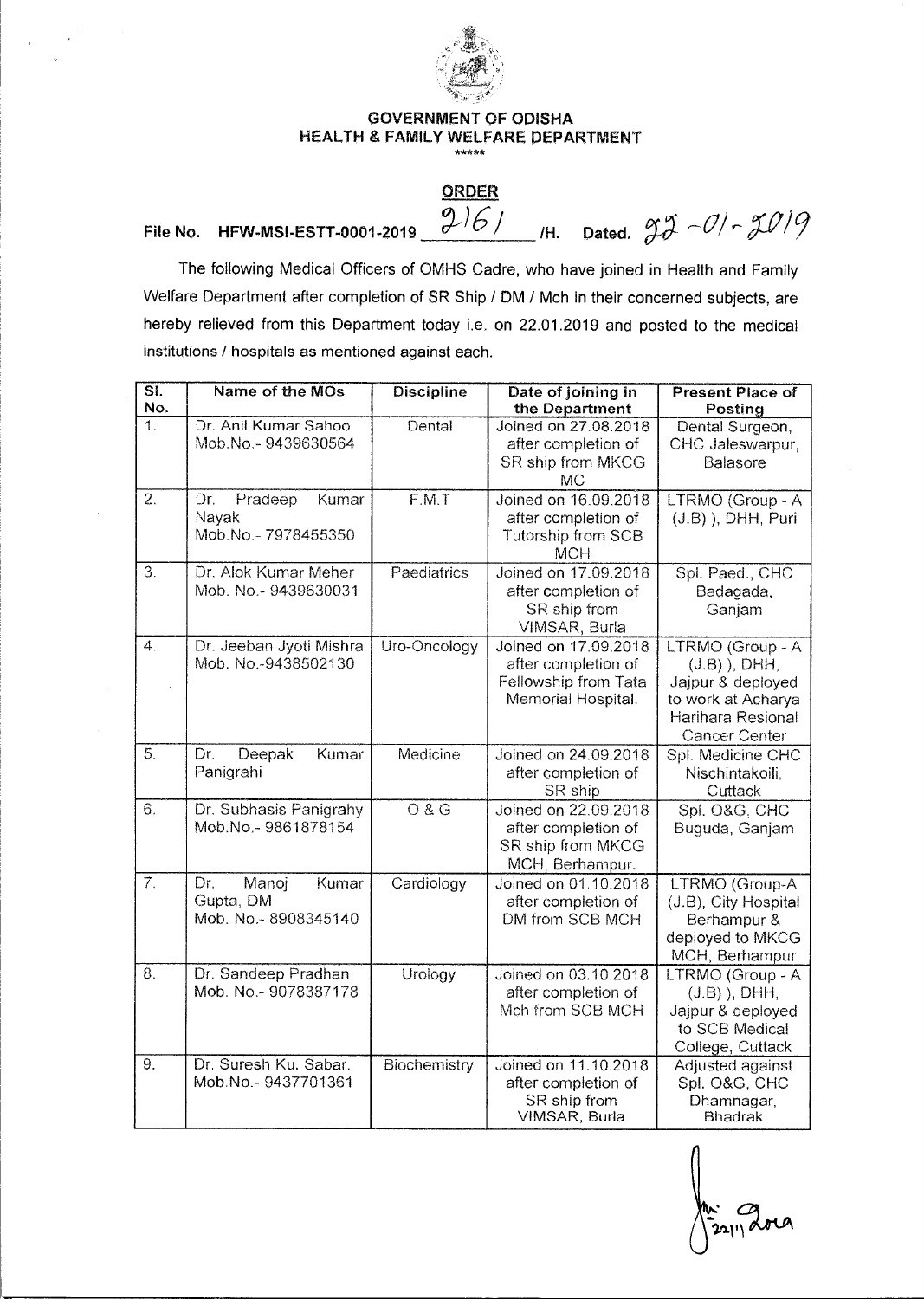# GOVERNMENT OF ODISHA
## HEALTH & FAMILY WELFARE DEPARTMENT

\*\*\*\*\*

**ORDER**

File No. HFW-MSI-ESTT-0001-2019 2161 /H. Dated. 22-01-2019

The following Medical Officers of OMHS Cadre, who have joined in Health and Family Welfare Department after completion of SR Ship / DM / Mch in their concerned subjects, are hereby relieved from this Department today i.e. on 22.01.2019 and posted to the medical institutions / hospitals as mentioned against each.

| Sl. No. | Name of the MOs | Discipline | Date of joining in the Department | Present Place of Posting |
|---|---|---|---|---|
| 1. | Dr. Anil Kumar Sahoo Mob.No.- 9439630564 | Dental | Joined on 27.08.2018 after completion of SR ship from MKCG MC | Dental Surgeon, CHC Jaleswarpur, Balasore |
| 2. | Dr. Pradeep Kumar Nayak Mob.No.- 7978455350 | F.M.T | Joined on 16.09.2018 after completion of Tutorship from SCB MCH | LTRMO (Group - A (J.B) ), DHH, Puri |
| 3. | Dr. Alok Kumar Meher Mob. No.- 9439630031 | Paediatrics | Joined on 17.09.2018 after completion of SR ship from VIMSAR, Burla | Spl. Paed., CHC Badagada, Ganjam |
| 4. | Dr. Jeeban Jyoti Mishra Mob. No.-9438502130 | Uro-Oncology | Joined on 17.09.2018 after completion of Fellowship from Tata Memorial Hospital. | LTRMO (Group - A (J.B) ), DHH, Jajpur & deployed to work at Acharya Harihara Resional Cancer Center |
| 5. | Dr. Deepak Kumar Panigrahi | Medicine | Joined on 24.09.2018 after completion of SR ship | Spl. Medicine CHC Nischintakoili, Cuttack |
| 6. | Dr. Subhasis Panigrahy Mob.No.- 9861878154 | O & G | Joined on 22.09.2018 after completion of SR ship from MKCG MCH, Berhampur. | Spl. O&G, CHC Buguda, Ganjam |
| 7. | Dr. Manoj Kumar Gupta, DM Mob. No.- 8908345140 | Cardiology | Joined on 01.10.2018 after completion of DM from SCB MCH | LTRMO (Group-A (J.B), City Hospital Berhampur & deployed to MKCG MCH, Berhampur |
| 8. | Dr. Sandeep Pradhan Mob. No.- 9078387178 | Urology | Joined on 03.10.2018 after completion of Mch from SCB MCH | LTRMO (Group - A (J.B) ), DHH, Jajpur & deployed to SCB Medical College, Cuttack |
| 9. | Dr. Suresh Ku. Sabar. Mob.No.- 9437701361 | Biochemistry | Joined on 11.10.2018 after completion of SR ship from VIMSAR, Burla | Adjusted against Spl. O&G, CHC Dhamnagar, Bhadrak |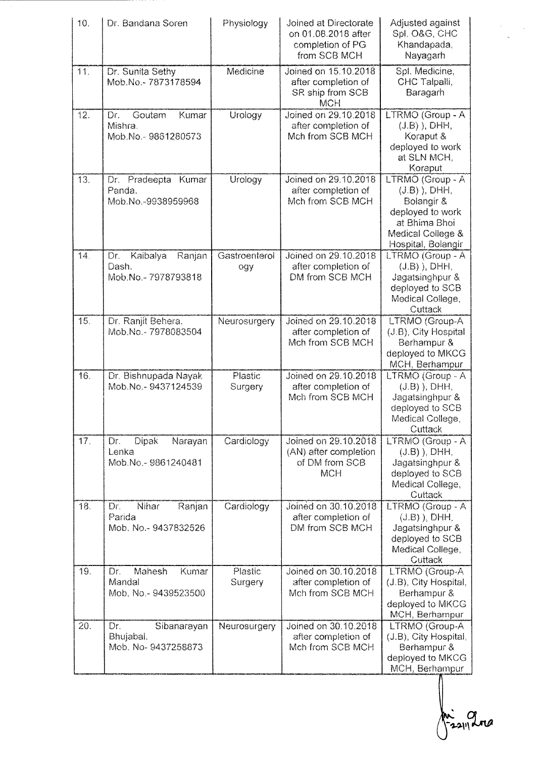| 10. | Dr. Bandana Soren | Physiology | Joined at Directorate on 01.08.2018 after completion of PG from SCB MCH | Adjusted against Spl. O&G, CHC Khandapada, Nayagarh |
|---|---|---|---|---|
| 11. | Dr. Sunita Sethy Mob.No.- 7873178594 | Medicine | Joined on 15.10.2018 after completion of SR ship from SCB MCH | Spl. Medicine, CHC Talpalli, Baragarh |
| 12. | Dr. Goutam Kumar Mishra. Mob.No.- 9861280573 | Urology | Joined on 29.10.2018 after completion of Mch from SCB MCH | LTRMO (Group - A (J.B) ), DHH, Koraput & deployed to work at SLN MCH, Koraput |
| 13. | Dr. Pradeepta Kumar Panda. Mob.No.-9938959968 | Urology | Joined on 29.10.2018 after completion of Mch from SCB MCH | LTRMO (Group - A (J.B) ), DHH, Bolangir & deployed to work at Bhima Bhoi Medical College & Hospital, Bolangir |
| 14. | Dr. Kaibalya Ranjan Dash. Mob.No.- 7978793818 | Gastroenterology | Joined on 29.10.2018 after completion of DM from SCB MCH | LTRMO (Group - A (J.B) ), DHH, Jagatsinghpur & deployed to SCB Medical College, Cuttack |
| 15. | Dr. Ranjit Behera. Mob.No.- 7978083504 | Neurosurgery | Joined on 29.10.2018 after completion of Mch from SCB MCH | LTRMO (Group-A (J.B), City Hospital Berhampur & deployed to MKCG MCH, Berhampur |
| 16. | Dr. Bishnupada Nayak Mob.No.- 9437124539 | Plastic Surgery | Joined on 29.10.2018 after completion of Mch from SCB MCH | LTRMO (Group - A (J.B) ), DHH, Jagatsinghpur & deployed to SCB Medical College, Cuttack |
| 17. | Dr. Dipak Narayan Lenka Mob.No.- 9861240481 | Cardiology | Joined on 29.10.2018 (AN) after completion of DM from SCB MCH | LTRMO (Group - A (J.B) ), DHH, Jagatsinghpur & deployed to SCB Medical College, Cuttack |
| 18. | Dr. Nihar Ranjan Parida Mob. No.- 9437832526 | Cardiology | Joined on 30.10.2018 after completion of DM from SCB MCH | LTRMO (Group - A (J.B) ), DHH, Jagatsinghpur & deployed to SCB Medical College, Cuttack |
| 19. | Dr. Mahesh Kumar Mandal Mob. No.- 9439523500 | Plastic Surgery | Joined on 30.10.2018 after completion of Mch from SCB MCH | LTRMO (Group-A (J.B), City Hospital, Berhampur & deployed to MKCG MCH, Berhampur |
| 20. | Dr. Sibanarayan Bhujabal. Mob. No- 9437258873 | Neurosurgery | Joined on 30.10.2018 after completion of Mch from SCB MCH | LTRMO (Group-A (J.B), City Hospital, Berhampur & deployed to MKCG MCH, Berhampur |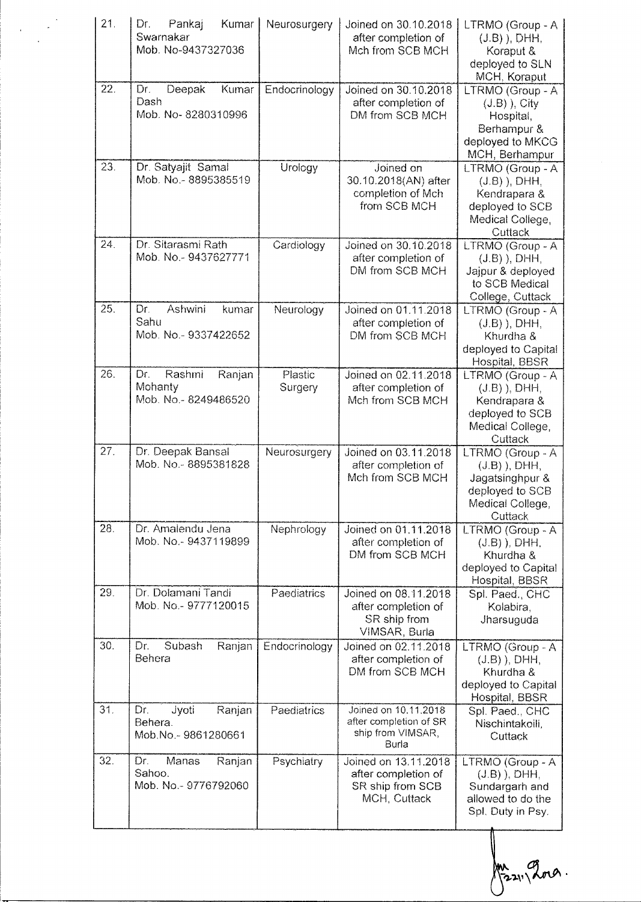| 21. | Dr. Pankaj Kumar Swarnakar Mob. No-9437327036 | Neurosurgery | Joined on 30.10.2018 after completion of Mch from SCB MCH | LTRMO (Group - A (J.B) ), DHH, Koraput & deployed to SLN MCH, Koraput |
|---|---|---|---|---|
| 22. | Dr. Deepak Kumar Dash Mob. No- 8280310996 | Endocrinology | Joined on 30.10.2018 after completion of DM from SCB MCH | LTRMO (Group - A (J.B) ), City Hospital, Berhampur & deployed to MKCG MCH, Berhampur |
| 23. | Dr. Satyajit Samal Mob. No.- 8895385519 | Urology | Joined on 30.10.2018(AN) after completion of Mch from SCB MCH | LTRMO (Group - A (J.B) ), DHH, Kendrapara & deployed to SCB Medical College, Cuttack |
| 24. | Dr. Sitarasmi Rath Mob. No.- 9437627771 | Cardiology | Joined on 30.10.2018 after completion of DM from SCB MCH | LTRMO (Group - A (J.B) ), DHH, Jajpur & deployed to SCB Medical College, Cuttack |
| 25. | Dr. Ashwini kumar Sahu Mob. No.- 9337422652 | Neurology | Joined on 01.11.2018 after completion of DM from SCB MCH | LTRMO (Group - A (J.B) ), DHH, Khurdha & deployed to Capital Hospital, BBSR |
| 26. | Dr. Rashmi Ranjan Mohanty Mob. No.- 8249486520 | Plastic Surgery | Joined on 02.11.2018 after completion of Mch from SCB MCH | LTRMO (Group - A (J.B) ), DHH, Kendrapara & deployed to SCB Medical College, Cuttack |
| 27. | Dr. Deepak Bansal Mob. No.- 8895381828 | Neurosurgery | Joined on 03.11.2018 after completion of Mch from SCB MCH | LTRMO (Group - A (J.B) ), DHH, Jagatsinghpur & deployed to SCB Medical College, Cuttack |
| 28. | Dr. Amalendu Jena Mob. No.- 9437119899 | Nephrology | Joined on 01.11.2018 after completion of DM from SCB MCH | LTRMO (Group - A (J.B) ), DHH, Khurdha & deployed to Capital Hospital, BBSR |
| 29. | Dr. Dolamani Tandi Mob. No.- 9777120015 | Paediatrics | Joined on 08.11.2018 after completion of SR ship from VIMSAR, Burla | Spl. Paed., CHC Kolabira, Jharsuguda |
| 30. | Dr. Subash Ranjan Behera | Endocrinology | Joined on 02.11.2018 after completion of DM from SCB MCH | LTRMO (Group - A (J.B) ), DHH, Khurdha & deployed to Capital Hospital, BBSR |
| 31. | Dr. Jyoti Ranjan Behera. Mob.No.- 9861280661 | Paediatrics | Joined on 10.11.2018 after completion of SR ship from VIMSAR, Burla | Spl. Paed., CHC Nischintakoili, Cuttack |
| 32. | Dr. Manas Ranjan Sahoo. Mob. No.- 9776792060 | Psychiatry | Joined on 13.11.2018 after completion of SR ship from SCB MCH, Cuttack | LTRMO (Group - A (J.B) ), DHH, Sundargarh and allowed to do the Spl. Duty in Psy. |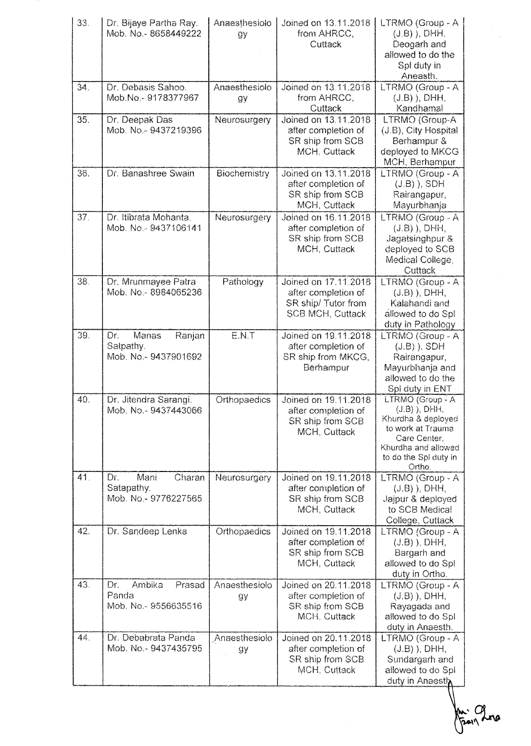| 33. | Dr. Bijaye Partha Ray. Mob. No.- 8658449222 | Anaesthesiology | Joined on 13.11.2018 from AHRCC, Cuttack | LTRMO (Group - A (J.B) ), DHH, Deogarh and allowed to do the Spl duty in Aneasth. |
|---|---|---|---|---|
| 34. | Dr. Debasis Sahoo. Mob.No.- 9178377967 | Anaesthesiology | Joined on 13.11.2018 from AHRCC, Cuttack | LTRMO (Group - A (J.B) ), DHH, Kandhamal |
| 35. | Dr. Deepak Das Mob. No.- 9437219396 | Neurosurgery | Joined on 13.11.2018 after completion of SR ship from SCB MCH, Cuttack | LTRMO (Group-A (J.B), City Hospital Berhampur & deployed to MKCG MCH, Berhampur |
| 36. | Dr. Banashree Swain | Biochemistry | Joined on 13.11.2018 after completion of SR ship from SCB MCH, Cuttack | LTRMO (Group - A (J.B) ), SDH Rairangapur, Mayurbhanja |
| 37. | Dr. Itibrata Mohanta. Mob. No.- 9437106141 | Neurosurgery | Joined on 16.11.2018 after completion of SR ship from SCB MCH, Cuttack | LTRMO (Group - A (J.B) ), DHH, Jagatsinghpur & deployed to SCB Medical College, Cuttack |
| 38. | Dr. Mrunmayee Patra Mob. No.- 8984065236 | Pathology | Joined on 17.11.2018 after completion of SR ship/ Tutor from SCB MCH, Cuttack | LTRMO (Group - A (J.B) ), DHH, Kalahandi and allowed to do Spl duty in Pathology |
| 39. | Dr. Manas Ranjan Satpathy. Mob. No.- 9437901692 | E.N.T | Joined on 19.11.2018 after completion of SR ship from MKCG, Berhampur | LTRMO (Group - A (J.B) ), SDH Rairangapur, Mayurbhanja and allowed to do the Spl duty in ENT |
| 40. | Dr. Jitendra Sarangi. Mob. No.- 9437443066 | Orthopaedics | Joined on 19.11.2018 after completion of SR ship from SCB MCH, Cuttack | LTRMO (Group - A (J.B) ), DHH, Khurdha & deployed to work at Trauma Care Center, Khurdha and allowed to do the Spl duty in Ortho. |
| 41. | Dr. Mani Charan Satapathy. Mob. No.- 9776227565 | Neurosurgery | Joined on 19.11.2018 after completion of SR ship from SCB MCH, Cuttack | LTRMO (Group - A (J.B) ), DHH, Jajpur & deployed to SCB Medical College, Cuttack |
| 42. | Dr. Sandeep Lenka | Orthopaedics | Joined on 19.11.2018 after completion of SR ship from SCB MCH, Cuttack | LTRMO (Group - A (J.B) ), DHH, Bargarh and allowed to do Spl duty in Ortho. |
| 43. | Dr. Ambika Prasad Panda Mob. No.- 9556635516 | Anaesthesiology | Joined on 20.11.2018 after completion of SR ship from SCB MCH, Cuttack | LTRMO (Group - A (J.B) ), DHH, Rayagada and allowed to do Spl duty in Anaesth. |
| 44. | Dr. Debabrata Panda Mob. No.- 9437435795 | Anaesthesiology | Joined on 20.11.2018 after completion of SR ship from SCB MCH, Cuttack | LTRMO (Group - A (J.B) ), DHH, Sundargarh and allowed to do Spl duty in Anaesth. |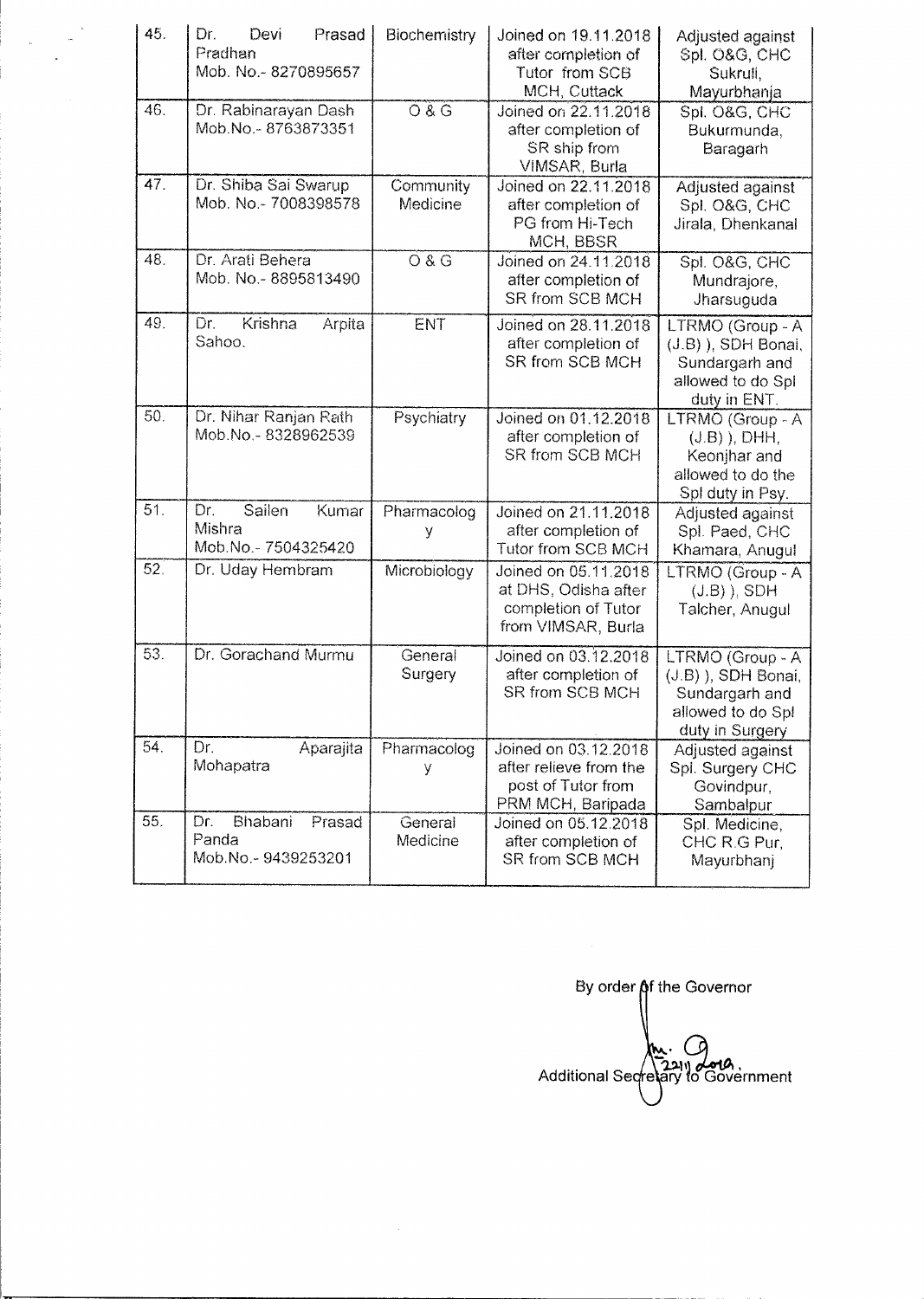| 45. | Dr. Devi Prasad Pradhan Mob. No.- 8270895657 | Biochemistry | Joined on 19.11.2018 after completion of Tutor from SCB MCH, Cuttack | Adjusted against Spl. O&G, CHC Sukruli, Mayurbhanja |
|---|---|---|---|---|
| 46. | Dr. Rabinarayan Dash Mob.No.- 8763873351 | O & G | Joined on 22.11.2018 after completion of SR ship from VIMSAR, Burla | Spl. O&G, CHC Bukurmunda, Baragarh |
| 47. | Dr. Shiba Sai Swarup Mob. No.- 7008398578 | Community Medicine | Joined on 22.11.2018 after completion of PG from Hi-Tech MCH, BBSR | Adjusted against Spl. O&G, CHC Jirala, Dhenkanal |
| 48. | Dr. Arati Behera Mob. No.- 8895813490 | O & G | Joined on 24.11.2018 after completion of SR from SCB MCH | Spl. O&G, CHC Mundrajore, Jharsuguda |
| 49. | Dr. Krishna Arpita Sahoo. | ENT | Joined on 28.11.2018 after completion of SR from SCB MCH | LTRMO (Group - A (J.B) ), SDH Bonai, Sundargarh and allowed to do Spl duty in ENT. |
| 50. | Dr. Nihar Ranjan Rath Mob.No.- 8328962539 | Psychiatry | Joined on 01.12.2018 after completion of SR from SCB MCH | LTRMO (Group - A (J.B) ), DHH, Keonjhar and allowed to do the Spl duty in Psy. |
| 51. | Dr. Sailen Kumar Mishra Mob.No.- 7504325420 | Pharmacology | Joined on 21.11.2018 after completion of Tutor from SCB MCH | Adjusted against Spl. Paed, CHC Khamara, Anugul |
| 52. | Dr. Uday Hembram | Microbiology | Joined on 05.11.2018 at DHS, Odisha after completion of Tutor from VIMSAR, Burla | LTRMO (Group - A (J.B) ), SDH Talcher, Anugul |
| 53. | Dr. Gorachand Murmu | General Surgery | Joined on 03.12.2018 after completion of SR from SCB MCH | LTRMO (Group - A (J.B) ), SDH Bonai, Sundargarh and allowed to do Spl duty in Surgery |
| 54. | Dr. Aparajita Mohapatra | Pharmacology | Joined on 03.12.2018 after relieve from the post of Tutor from PRM MCH, Baripada | Adjusted against Spl. Surgery CHC Govindpur, Sambalpur |
| 55. | Dr. Bhabani Prasad Panda Mob.No.- 9439253201 | General Medicine | Joined on 05.12.2018 after completion of SR from SCB MCH | Spl. Medicine, CHC R.G Pur, Mayurbhanj |

By order of the Governor

Additional Secretary to Government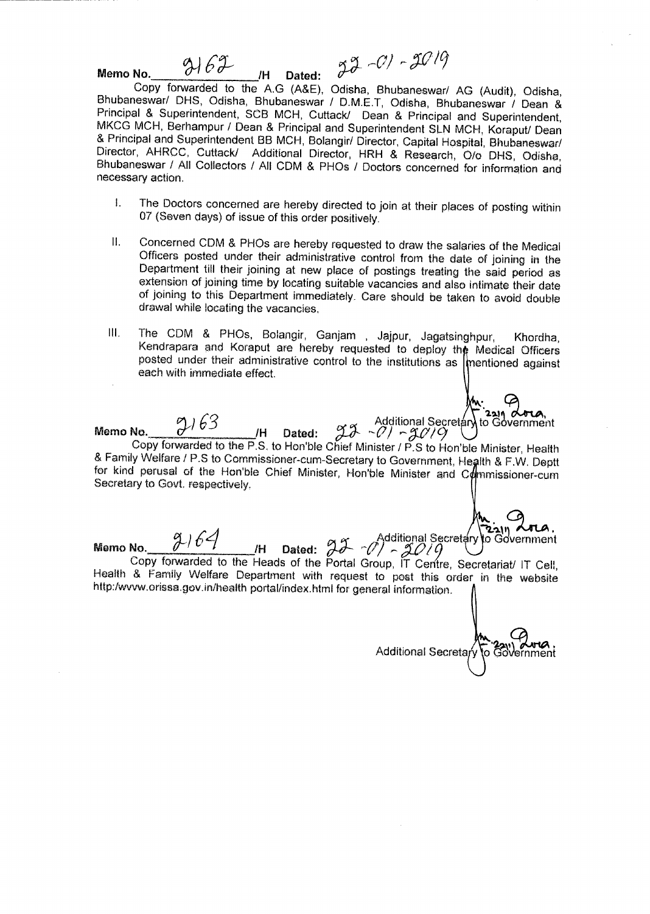Memo No. 2162 /H Dated: 22-01-2019

Copy forwarded to the A.G (A&E), Odisha, Bhubaneswar/ AG (Audit), Odisha, Bhubaneswar/ DHS, Odisha, Bhubaneswar / D.M.E.T, Odisha, Bhubaneswar / Dean & Principal & Superintendent, SCB MCH, Cuttack/ Dean & Principal and Superintendent, MKCG MCH, Berhampur / Dean & Principal and Superintendent SLN MCH, Koraput/ Dean & Principal and Superintendent BB MCH, Bolangir/ Director, Capital Hospital, Bhubaneswar/ Director, AHRCC, Cuttack/ Additional Director, HRH & Research, O/o DHS, Odisha, Bhubaneswar / All Collectors / All CDM & PHOs / Doctors concerned for information and necessary action.

I. The Doctors concerned are hereby directed to join at their places of posting within 07 (Seven days) of issue of this order positively.

II. Concerned CDM & PHOs are hereby requested to draw the salaries of the Medical Officers posted under their administrative control from the date of joining in the Department till their joining at new place of postings treating the said period as extension of joining time by locating suitable vacancies and also intimate their date of joining to this Department immediately. Care should be taken to avoid double drawal while locating the vacancies.

III. The CDM & PHOs, Bolangir, Ganjam , Jajpur, Jagatsinghpur, Khordha, Kendrapara and Koraput are hereby requested to deploy the Medical Officers posted under their administrative control to the institutions as mentioned against each with immediate effect.

Additional Secretary to Government

Memo No. 2163 /H Dated: 22-01-2019

Copy forwarded to the P.S. to Hon'ble Chief Minister / P.S to Hon'ble Minister, Health & Family Welfare / P.S to Commissioner-cum-Secretary to Government, Health & F.W. Deptt for kind perusal of the Hon'ble Chief Minister, Hon'ble Minister and Commissioner-cum Secretary to Govt. respectively.

Additional Secretary to Government

Memo No. 2164 /H Dated: 22-01-2019

Copy forwarded to the Heads of the Portal Group, IT Centre, Secretariat/ IT Cell, Health & Family Welfare Department with request to post this order in the website http:/www.orissa.gov.in/health portal/index.html for general information.

Additional Secretary to Government